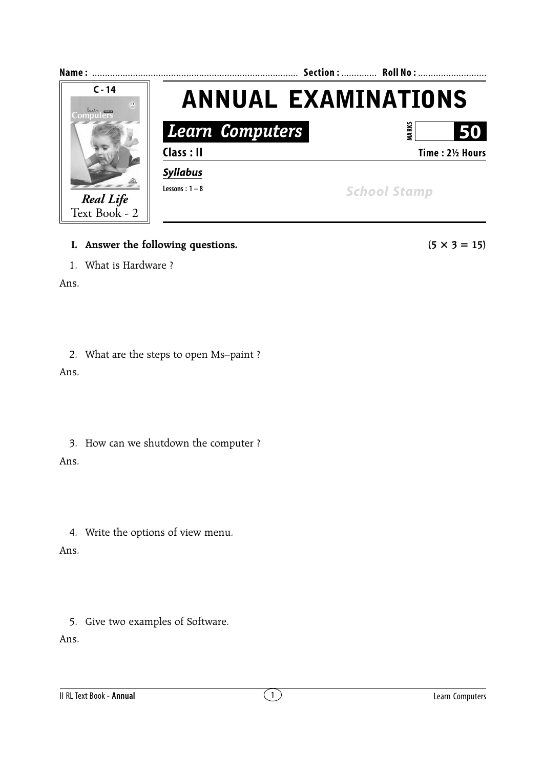**Name :** ................................................................................ **Section :** ............. **Roll No :** ..........................

C - 14

*Real Life*
Text Book - 2

# ANNUAL EXAMINATIONS

***Learn Computers***

**MARKS** **50**

**Class : II** **Time : 2½ Hours**

***Syllabus***

**Lessons : 1 – 8**

*School Stamp*

**I. Answer the following questions.** **(5 × 3 = 15)**

1. What is Hardware ?

Ans.

2. What are the steps to open Ms–paint ?

Ans.

3. How can we shutdown the computer ?

Ans.

4. Write the options of view menu.

Ans.

5. Give two examples of Software.

Ans.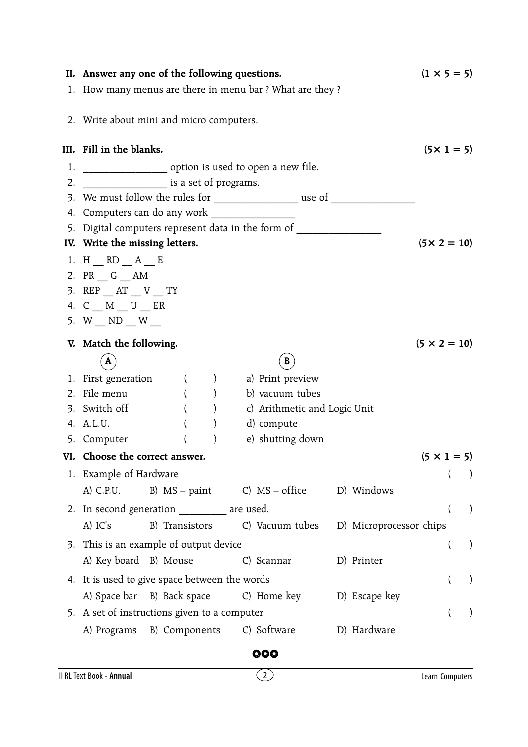**II. Answer any one of the following questions.** **(1 × 5 = 5)**

1. How many menus are there in menu bar ? What are they ?

2. Write about mini and micro computers.

**III. Fill in the blanks.** **(5× 1 = 5)**

1. ________________ option is used to open a new file.
2. ________________ is a set of programs.
3. We must follow the rules for ________________ use of ________________
4. Computers can do any work ________________
5. Digital computers represent data in the form of ________________

**IV. Write the missing letters.** **(5× 2 = 10)**

1. H __ RD __ A __ E
2. PR __ G __ AM
3. REP __ AT __ V __ TY
4. C __ M __ U __ ER
5. W __ ND __ W __

**V. Match the following.** **(5 × 2 = 10)**

| A | | B |
|---|---|---|
| 1. First generation | ( ) | a) Print preview |
| 2. File menu | ( ) | b) vacuum tubes |
| 3. Switch off | ( ) | c) Arithmetic and Logic Unit |
| 4. A.L.U. | ( ) | d) compute |
| 5. Computer | ( ) | e) shutting down |

**VI. Choose the correct answer.** **(5 × 1 = 5)**

1. Example of Hardware ( )
   A) C.P.U. B) MS – paint C) MS – office D) Windows
2. In second generation _________ are used. ( )
   A) IC's B) Transistors C) Vacuum tubes D) Microprocessor chips
3. This is an example of output device ( )
   A) Key board B) Mouse C) Scannar D) Printer
4. It is used to give space between the words ( )
   A) Space bar B) Back space C) Home key D) Escape key
5. A set of instructions given to a computer ( )
   A) Programs B) Components C) Software D) Hardware